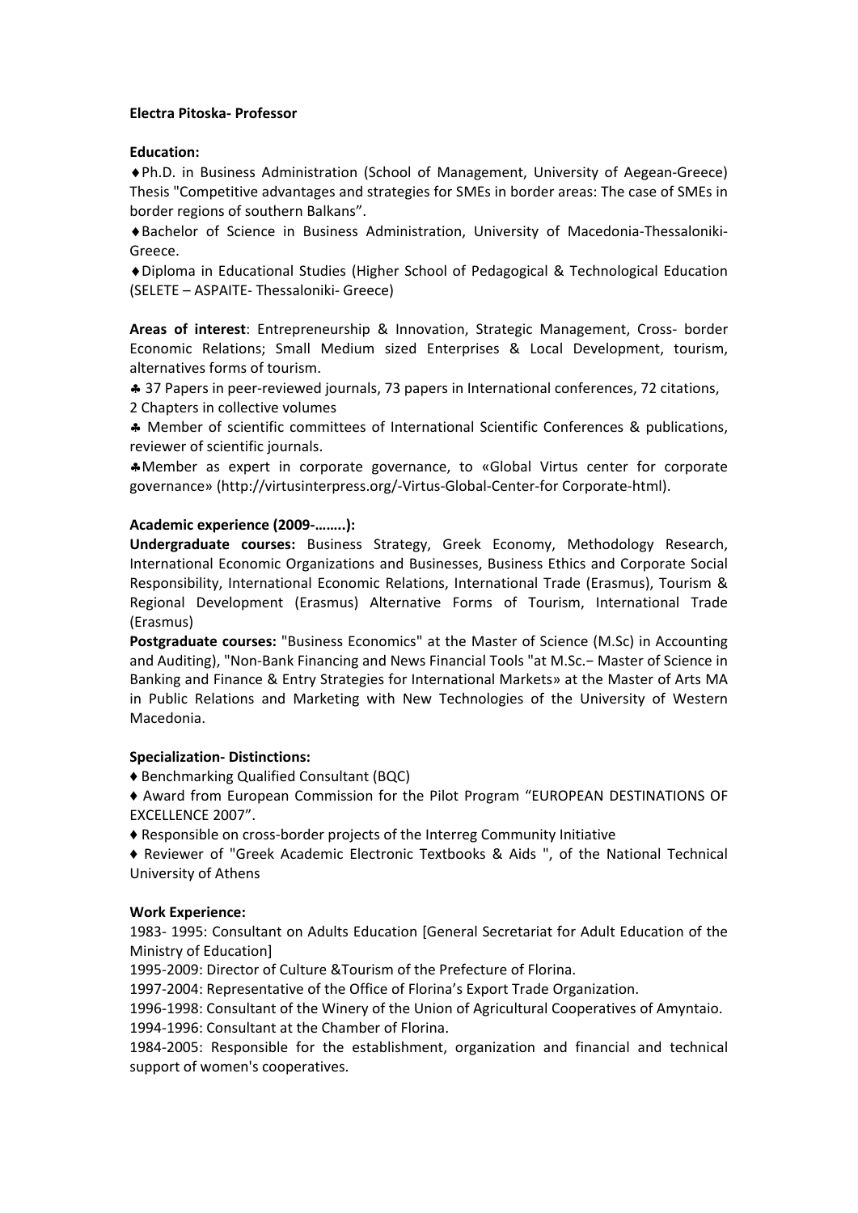**Electra Pitoska- Professor**

**Education:**

♦Ph.D. in Business Administration (School of Management, University of Aegean-Greece) Thesis "Competitive advantages and strategies for SMEs in border areas: The case of SMEs in border regions of southern Balkans".

♦Bachelor of Science in Business Administration, University of Macedonia-Thessaloniki-Greece.

♦Diploma in Educational Studies (Higher School of Pedagogical & Technological Education (SELETE – ASPAITE- Thessaloniki- Greece)

**Areas of interest**: Entrepreneurship & Innovation, Strategic Management, Cross- border Economic Relations; Small Medium sized Enterprises & Local Development, tourism, alternatives forms of tourism.

♣ 37 Papers in peer-reviewed journals, 73 papers in International conferences, 72 citations, 2 Chapters in collective volumes

♣ Member of scientific committees of International Scientific Conferences & publications, reviewer of scientific journals.

♣Member as expert in corporate governance, to «Global Virtus center for corporate governance» (http://virtusinterpress.org/-Virtus-Global-Center-for Corporate-html).

**Academic experience (2009-……..):**

**Undergraduate courses:** Business Strategy, Greek Economy, Methodology Research, International Economic Organizations and Businesses, Business Ethics and Corporate Social Responsibility, International Economic Relations, International Trade (Erasmus), Tourism & Regional Development (Erasmus) Alternative Forms of Tourism, International Trade (Erasmus)

**Postgraduate courses:** "Business Economics" at the Master of Science (M.Sc) in Accounting and Auditing), "Non-Bank Financing and News Financial Tools "at M.Sc.− Master of Science in Banking and Finance & Entry Strategies for International Markets» at the Master of Arts MA in Public Relations and Marketing with New Technologies of the University of Western Macedonia.

**Specialization- Distinctions:**

♦ Benchmarking Qualified Consultant (BQC)

♦ Award from European Commission for the Pilot Program "EUROPEAN DESTINATIONS OF EXCELLENCE 2007".

♦ Responsible on cross-border projects of the Interreg Community Initiative

♦ Reviewer of "Greek Academic Electronic Textbooks & Aids ", of the National Technical University of Athens

**Work Experience:**

1983- 1995: Consultant on Adults Education [General Secretariat for Adult Education of the Ministry of Education]

1995-2009: Director of Culture &Tourism of the Prefecture of Florina.

1997-2004: Representative of the Office of Florina's Export Trade Organization.

1996-1998: Consultant of the Winery of the Union of Agricultural Cooperatives of Amyntaio.

1994-1996: Consultant at the Chamber of Florina.

1984-2005: Responsible for the establishment, organization and financial and technical support of women's cooperatives.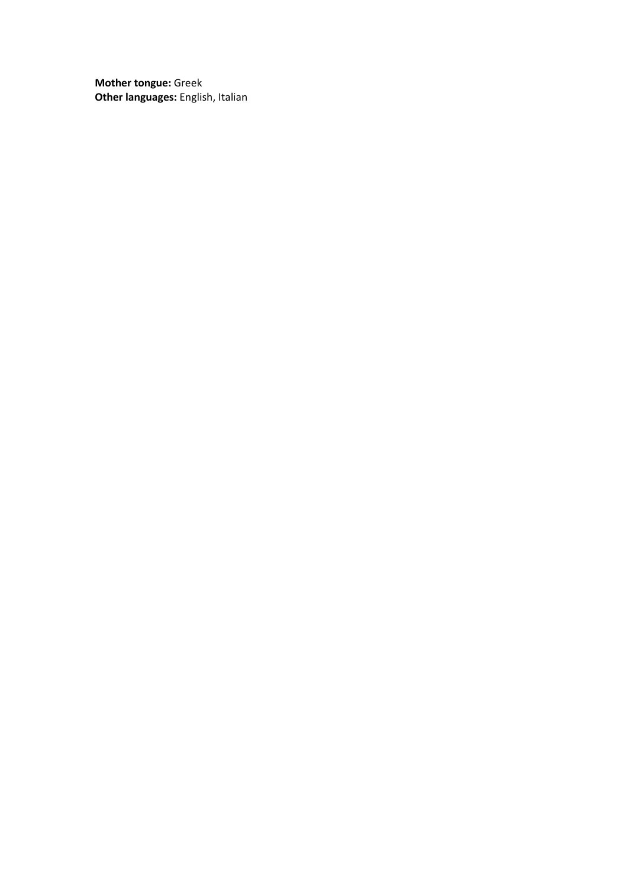**Mother tongue:** Greek
**Other languages:** English, Italian